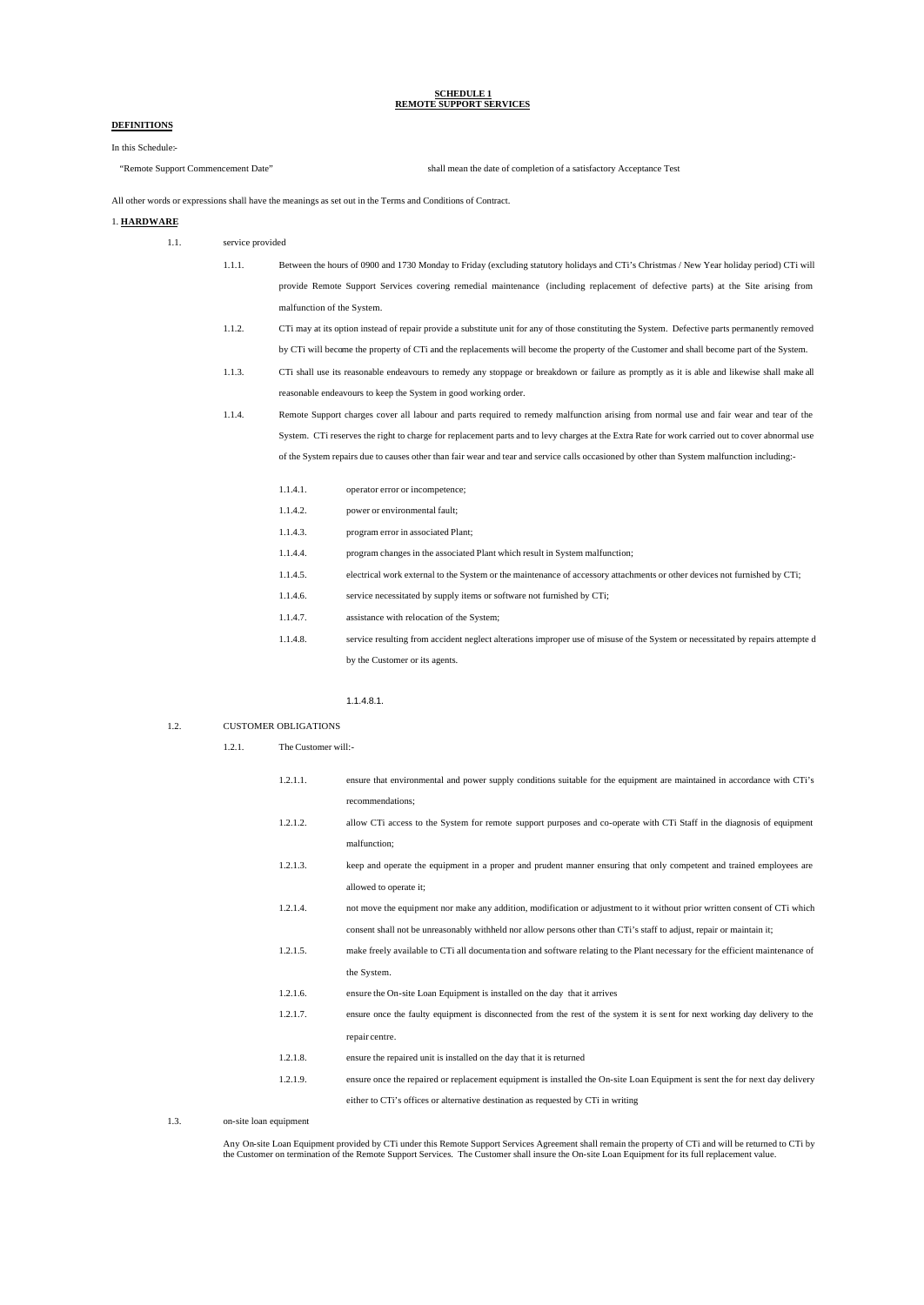**SCHEDULE 1**
**REMOTE SUPPORT SERVICES**

**DEFINITIONS**

In this Schedule:-

"Remote Support Commencement Date" shall mean the date of completion of a satisfactory Acceptance Test

All other words or expressions shall have the meanings as set out in the Terms and Conditions of Contract.

1. **HARDWARE**

1.1. service provided

1.1.1. Between the hours of 0900 and 1730 Monday to Friday (excluding statutory holidays and CTi's Christmas / New Year holiday period) CTi will provide Remote Support Services covering remedial maintenance (including replacement of defective parts) at the Site arising from malfunction of the System.

1.1.2. CTi may at its option instead of repair provide a substitute unit for any of those constituting the System. Defective parts permanently removed by CTi will become the property of CTi and the replacements will become the property of the Customer and shall become part of the System.

1.1.3. CTi shall use its reasonable endeavours to remedy any stoppage or breakdown or failure as promptly as it is able and likewise shall make all reasonable endeavours to keep the System in good working order.

1.1.4. Remote Support charges cover all labour and parts required to remedy malfunction arising from normal use and fair wear and tear of the System. CTi reserves the right to charge for replacement parts and to levy charges at the Extra Rate for work carried out to cover abnormal use of the System repairs due to causes other than fair wear and tear and service calls occasioned by other than System malfunction including:-

1.1.4.1. operator error or incompetence;

1.1.4.2. power or environmental fault;

1.1.4.3. program error in associated Plant;

1.1.4.4. program changes in the associated Plant which result in System malfunction;

1.1.4.5. electrical work external to the System or the maintenance of accessory attachments or other devices not furnished by CTi;

1.1.4.6. service necessitated by supply items or software not furnished by CTi;

1.1.4.7. assistance with relocation of the System;

1.1.4.8. service resulting from accident neglect alterations improper use of misuse of the System or necessitated by repairs attempte d by the Customer or its agents.

1.1.4.8.1.

1.2. CUSTOMER OBLIGATIONS

1.2.1. The Customer will:-

1.2.1.1. ensure that environmental and power supply conditions suitable for the equipment are maintained in accordance with CTi's recommendations;

1.2.1.2. allow CTi access to the System for remote support purposes and co-operate with CTi Staff in the diagnosis of equipment malfunction;

1.2.1.3. keep and operate the equipment in a proper and prudent manner ensuring that only competent and trained employees are allowed to operate it;

1.2.1.4. not move the equipment nor make any addition, modification or adjustment to it without prior written consent of CTi which consent shall not be unreasonably withheld nor allow persons other than CTi's staff to adjust, repair or maintain it;

1.2.1.5. make freely available to CTi all documenta tion and software relating to the Plant necessary for the efficient maintenance of the System.

1.2.1.6. ensure the On-site Loan Equipment is installed on the day that it arrives

1.2.1.7. ensure once the faulty equipment is disconnected from the rest of the system it is se nt for next working day delivery to the repair centre.

1.2.1.8. ensure the repaired unit is installed on the day that it is returned

1.2.1.9. ensure once the repaired or replacement equipment is installed the On-site Loan Equipment is sent the for next day delivery either to CTi's offices or alternative destination as requested by CTi in writing

1.3. on-site loan equipment

Any On-site Loan Equipment provided by CTi under this Remote Support Services Agreement shall remain the property of CTi and will be returned to CTi by the Customer on termination of the Remote Support Services. The Customer shall insure the On-site Loan Equipment for its full replacement value.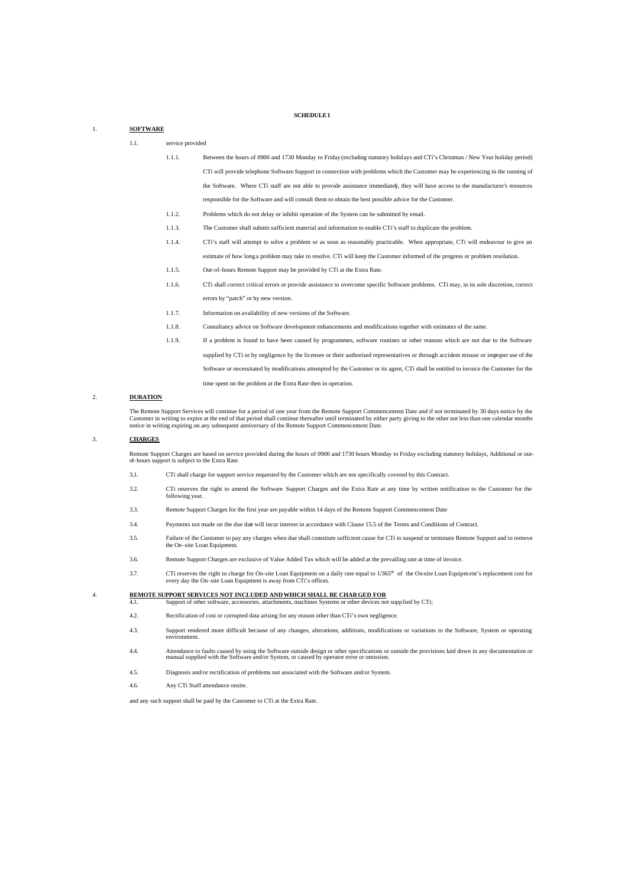**SCHEDULE 1**

1. **SOFTWARE**

1.1. service provided

1.1.1. Between the hours of 0900 and 1730 Monday to Friday (excluding statutory holidays and CTi's Christmas / New Year holiday period) CTi will provide telephone Software Support in connection with problems which the Customer may be experiencing in the running of the Software. Where CTi staff are not able to provide assistance immediately, they will have access to the manufacturer's resources responsible for the Software and will consult them to obtain the best possible advice for the Customer.

1.1.2. Problems which do not delay or inhibit operation of the System can be submitted by email.

1.1.3. The Customer shall submit sufficient material and information to enable CTi's staff to duplicate the problem.

1.1.4. CTi's staff will attempt to solve a problem or as soon as reasonably practicable. When appropriate, CTi will endeavour to give an estimate of how long a problem may take to resolve. CTi will keep the Customer informed of the progress or problem resolution.

1.1.5. Out-of-hours Remote Support may be provided by CTi at the Extra Rate.

1.1.6. CTi shall correct critical errors or provide assistance to overcome specific Software problems. CTi may, in its sole discretion, correct errors by "patch" or by new version.

1.1.7. Information on availability of new versions of the Software.

1.1.8. Consultancy advice on Software development enhancements and modifications together with estimates of the same.

1.1.9. If a problem is found to have been caused by programmes, software routines or other reasons which are not due to the Software supplied by CTi or by negligence by the licensee or their authorised representatives or through accident misuse or improper use of the Software or necessitated by modifications attempted by the Customer or its agent, CTi shall be entitled to invoice the Customer for the time spent on the problem at the Extra Rate then in operation.

2. **DURATION**

The Remote Support Services will continue for a period of one year from the Remote Support Commencement Date and if not terminated by 30 days notice by the Customer in writing to expire at the end of that period shall continue thereafter until terminated by either party giving to the other not less than one calendar months notice in writing expiring on any subsequent anniversary of the Remote Support Commencement Date.

3. **CHARGES**

Remote Support Charges are based on service provided during the hours of 0900 and 1730 hours Monday to Friday excluding statutory holidays, Additional or out-of-hours support is subject to the Extra Rate.

3.1. CTi shall charge for support service requested by the Customer which are not specifically covered by this Contract.

3.2. CTi reserves the right to amend the Software Support Charges and the Extra Rate at any time by written notification to the Customer for the following year.

3.3. Remote Support Charges for the first year are payable within 14 days of the Remote Support Commencement Date

3.4. Payments not made on the due date will incur interest in accordance with Clause 15.5 of the Terms and Conditions of Contract.

3.5. Failure of the Customer to pay any charges when due shall constitute sufficient cause for CTi to suspend or terminate Remote Support and to remove the On-site Loan Equipment.

3.6. Remote Support Charges are exclusive of Value Added Tax which will be added at the prevailing rate at time of invoice.

3.7. CTi reserves the right to charge for On-site Loan Equipment on a daily rate equal to 1/365th of the On-site Loan Equipment's replacement cost for every day the On-site Loan Equipment is away from CTi's offices.

4. **REMOTE SUPPORT SERVICES NOT INCLUDED AND WHICH SHALL BE CHARGED FOR**

4.1. Support of other software, accessories, attachments, machines Systems or other devices not supplied by CTi;

4.2. Rectification of cost or corrupted data arising for any reason other than CTi's own negligence.

4.3. Support rendered more difficult because of any changes, alterations, additions, modifications or variations to the Software, System or operating environment.

4.4. Attendance to faults caused by using the Software outside design or other specifications or outside the provisions laid down in any documentation or manual supplied with the Software and/or System, or caused by operator error or omission.

4.5. Diagnosis and/or rectification of problems not associated with the Software and/or System.

4.6. Any CTi Staff attendance onsite.

and any such support shall be paid by the Customer to CTi at the Extra Rate.